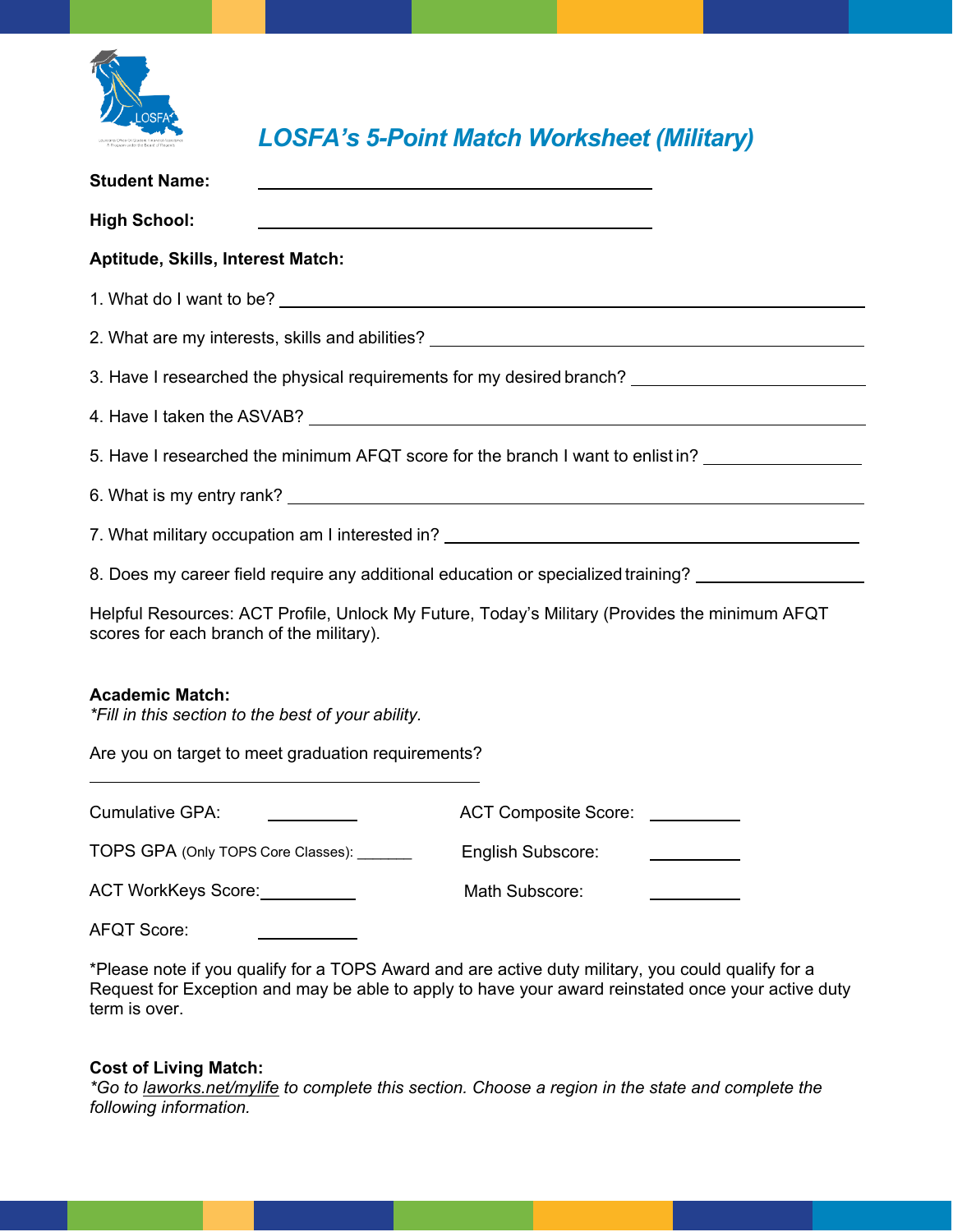# LOSFA's 5-Point Match Worksheet (Military)

**Student Name:** ____________________________________________

**High School:** ____________________________________________

**Aptitude, Skills, Interest Match:**

1. What do I want to be? ____________________________________________
2. What are my interests, skills and abilities? ____________________________________________
3. Have I researched the physical requirements for my desired branch? ____________________
4. Have I taken the ASVAB? ____________________________________________
5. Have I researched the minimum AFQT score for the branch I want to enlist in? ______________
6. What is my entry rank? ____________________________________________
7. What military occupation am I interested in? ____________________________________________
8. Does my career field require any additional education or specialized training? ______________

Helpful Resources: ACT Profile, Unlock My Future, Today's Military (Provides the minimum AFQT scores for each branch of the military).

**Academic Match:**
*\*Fill in this section to the best of your ability.*

Are you on target to meet graduation requirements?

____________________________________________

Cumulative GPA: __________

TOPS GPA (Only TOPS Core Classes): _______

ACT WorkKeys Score: __________

AFQT Score: __________

ACT Composite Score: __________

English Subscore: __________

Math Subscore: __________

*Please note if you qualify for a TOPS Award and are active duty military, you could qualify for a Request for Exception and may be able to apply to have your award reinstated once your active duty term is over.

**Cost of Living Match:**
*\*Go to laworks.net/mylife to complete this section. Choose a region in the state and complete the following information.*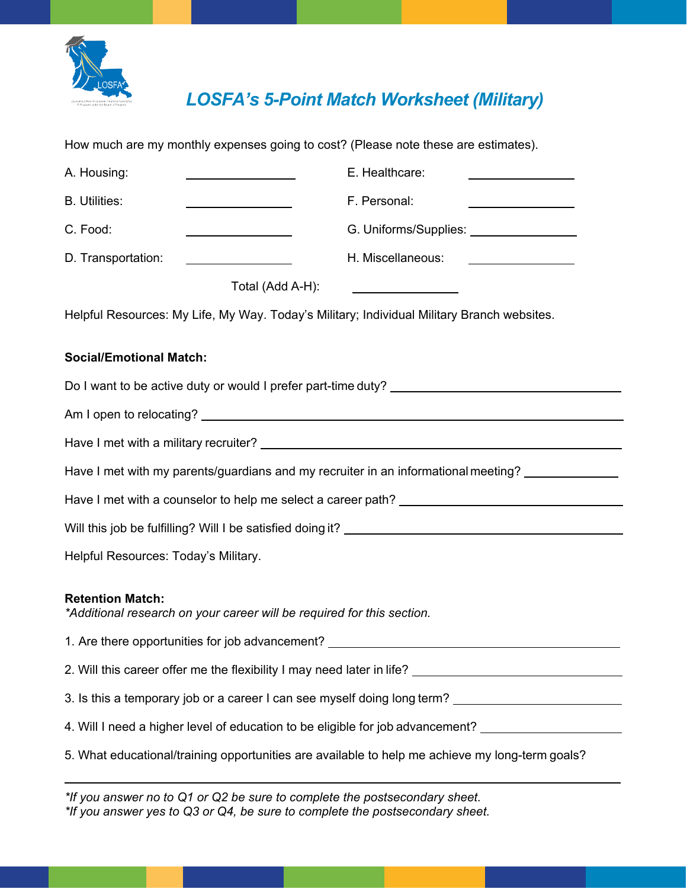# LOSFA's 5-Point Match Worksheet (Military)

How much are my monthly expenses going to cost? (Please note these are estimates).

A. Housing: ______________

B. Utilities: ______________

C. Food: ______________

D. Transportation: ______________

E. Healthcare: ______________

F. Personal: ______________

G. Uniforms/Supplies: ______________

H. Miscellaneous: ______________

Total (Add A-H): ______________

Helpful Resources: My Life, My Way. Today's Military; Individual Military Branch websites.

**Social/Emotional Match:**

Do I want to be active duty or would I prefer part-time duty? ______________

Am I open to relocating? ______________

Have I met with a military recruiter? ______________

Have I met with my parents/guardians and my recruiter in an informational meeting? ______________

Have I met with a counselor to help me select a career path? ______________

Will this job be fulfilling? Will I be satisfied doing it? ______________

Helpful Resources: Today's Military.

**Retention Match:**
*\*Additional research on your career will be required for this section.*

1. Are there opportunities for job advancement? ______________
2. Will this career offer me the flexibility I may need later in life? ______________
3. Is this a temporary job or a career I can see myself doing long term? ______________
4. Will I need a higher level of education to be eligible for job advancement? ______________
5. What educational/training opportunities are available to help me achieve my long-term goals?

______________

*\*If you answer no to Q1 or Q2 be sure to complete the postsecondary sheet.*
*\*If you answer yes to Q3 or Q4, be sure to complete the postsecondary sheet.*